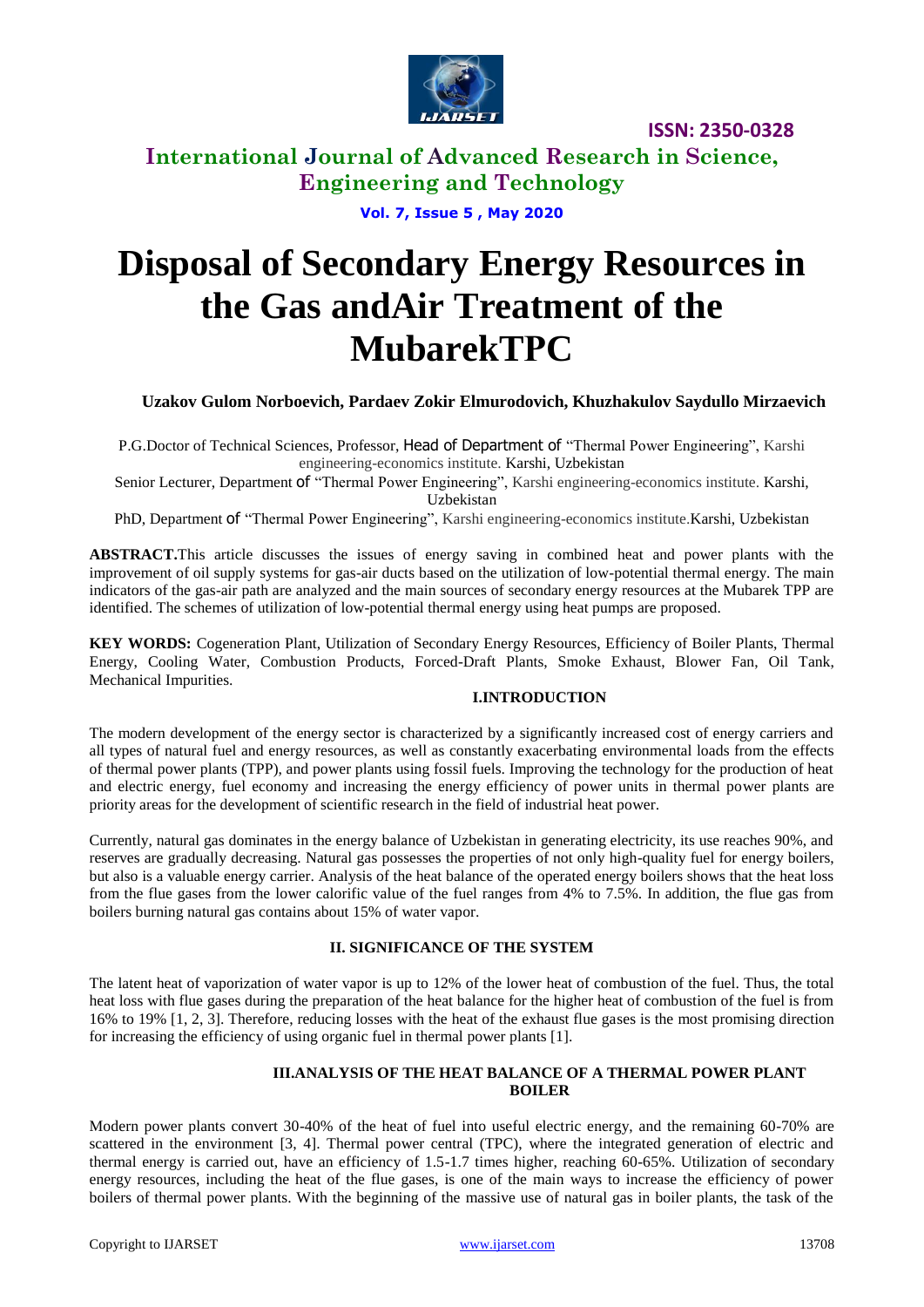# Disposal of Secondary Energy Resources in the Gas andAir Treatment of the MubarekTPC

**Uzakov Gulom Norboevich, Pardaev Zokir Elmurodovich, Khuzhakulov Saydullo Mirzaevich**

P.G.Doctor of Technical Sciences, Professor, Head of Department of "Thermal Power Engineering", Karshi engineering-economics institute. Karshi, Uzbekistan

Senior Lecturer, Department of "Thermal Power Engineering", Karshi engineering-economics institute. Karshi, Uzbekistan

PhD, Department of "Thermal Power Engineering", Karshi engineering-economics institute.Karshi, Uzbekistan

**ABSTRACT.**This article discusses the issues of energy saving in combined heat and power plants with the improvement of oil supply systems for gas-air ducts based on the utilization of low-potential thermal energy. The main indicators of the gas-air path are analyzed and the main sources of secondary energy resources at the Mubarek TPP are identified. The schemes of utilization of low-potential thermal energy using heat pumps are proposed.

**KEY WORDS:** Cogeneration Plant, Utilization of Secondary Energy Resources, Efficiency of Boiler Plants, Thermal Energy, Cooling Water, Combustion Products, Forced-Draft Plants, Smoke Exhaust, Blower Fan, Oil Tank, Mechanical Impurities.

## I.INTRODUCTION

The modern development of the energy sector is characterized by a significantly increased cost of energy carriers and all types of natural fuel and energy resources, as well as constantly exacerbating environmental loads from the effects of thermal power plants (TPP), and power plants using fossil fuels. Improving the technology for the production of heat and electric energy, fuel economy and increasing the energy efficiency of power units in thermal power plants are priority areas for the development of scientific research in the field of industrial heat power.

Currently, natural gas dominates in the energy balance of Uzbekistan in generating electricity, its use reaches 90%, and reserves are gradually decreasing. Natural gas possesses the properties of not only high-quality fuel for energy boilers, but also is a valuable energy carrier. Analysis of the heat balance of the operated energy boilers shows that the heat loss from the flue gases from the lower calorific value of the fuel ranges from 4% to 7.5%. In addition, the flue gas from boilers burning natural gas contains about 15% of water vapor.

## II. SIGNIFICANCE OF THE SYSTEM

The latent heat of vaporization of water vapor is up to 12% of the lower heat of combustion of the fuel. Thus, the total heat loss with flue gases during the preparation of the heat balance for the higher heat of combustion of the fuel is from 16% to 19% [1, 2, 3]. Therefore, reducing losses with the heat of the exhaust flue gases is the most promising direction for increasing the efficiency of using organic fuel in thermal power plants [1].

## III.ANALYSIS OF THE HEAT BALANCE OF A THERMAL POWER PLANT BOILER

Modern power plants convert 30-40% of the heat of fuel into useful electric energy, and the remaining 60-70% are scattered in the environment [3, 4]. Thermal power central (TPC), where the integrated generation of electric and thermal energy is carried out, have an efficiency of 1.5-1.7 times higher, reaching 60-65%. Utilization of secondary energy resources, including the heat of the flue gases, is one of the main ways to increase the efficiency of power boilers of thermal power plants. With the beginning of the massive use of natural gas in boiler plants, the task of the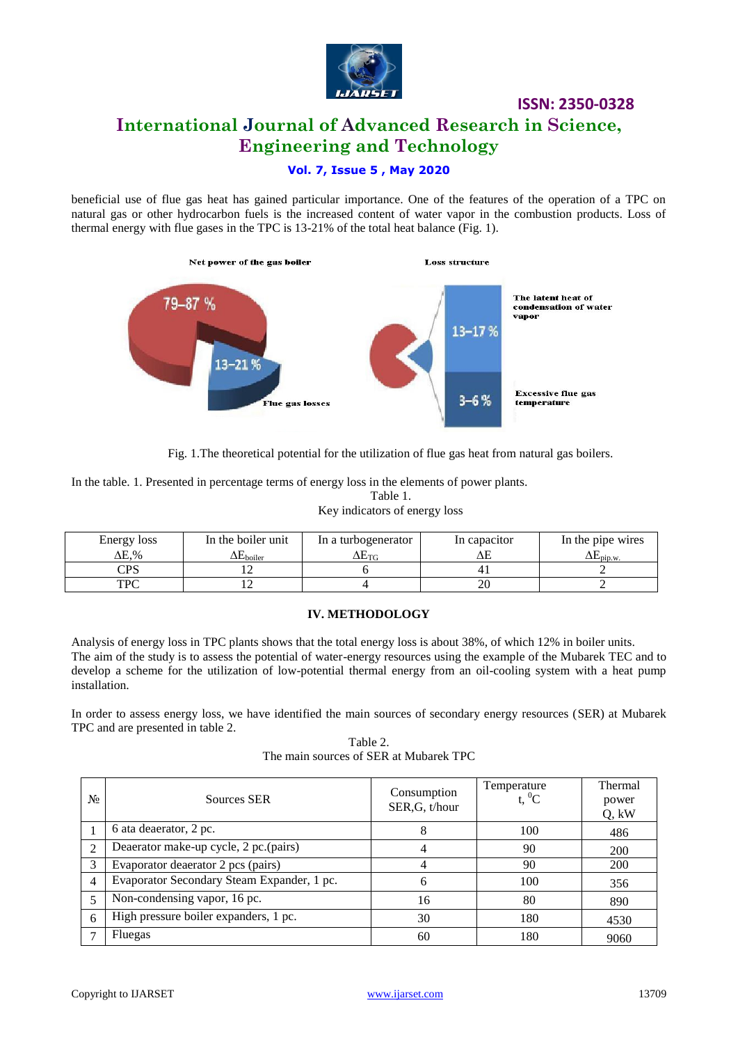beneficial use of flue gas heat has gained particular importance. One of the features of the operation of a TPC on natural gas or other hydrocarbon fuels is the increased content of water vapor in the combustion products. Loss of thermal energy with flue gases in the TPC is 13-21% of the total heat balance (Fig. 1).

Fig. 1.The theoretical potential for the utilization of flue gas heat from natural gas boilers.

In the table. 1. Presented in percentage terms of energy loss in the elements of power plants.

Table 1.
Key indicators of energy loss

| Energy loss $\Delta E$,% | In the boiler unit $\Delta E_{boiler}$ | In a turbogenerator $\Delta E_{TG}$ | In capacitor $\Delta E$ | In the pipe wires $\Delta E_{pip.w.}$ |
|---|---|---|---|---|
| CPS | 12 | 6 | 41 | 2 |
| TPC | 12 | 4 | 20 | 2 |

## IV. METHODOLOGY

Analysis of energy loss in TPC plants shows that the total energy loss is about 38%, of which 12% in boiler units.
The aim of the study is to assess the potential of water-energy resources using the example of the Mubarek TEC and to develop a scheme for the utilization of low-potential thermal energy from an oil-cooling system with a heat pump installation.

In order to assess energy loss, we have identified the main sources of secondary energy resources (SER) at Mubarek TPC and are presented in table 2.

Table 2.
The main sources of SER at Mubarek TPC

| № | Sources SER | Consumption SER,G, t/hour | Temperature t, $^0$C | Thermal power Q, kW |
|---|---|---|---|---|
| 1 | 6 ata deaerator, 2 pc. | 8 | 100 | 486 |
| 2 | Deaerator make-up cycle, 2 pc.(pairs) | 4 | 90 | 200 |
| 3 | Evaporator deaerator 2 pcs (pairs) | 4 | 90 | 200 |
| 4 | Evaporator Secondary Steam Expander, 1 pc. | 6 | 100 | 356 |
| 5 | Non-condensing vapor, 16 pc. | 16 | 80 | 890 |
| 6 | High pressure boiler expanders, 1 pc. | 30 | 180 | 4530 |
| 7 | Fluegas | 60 | 180 | 9060 |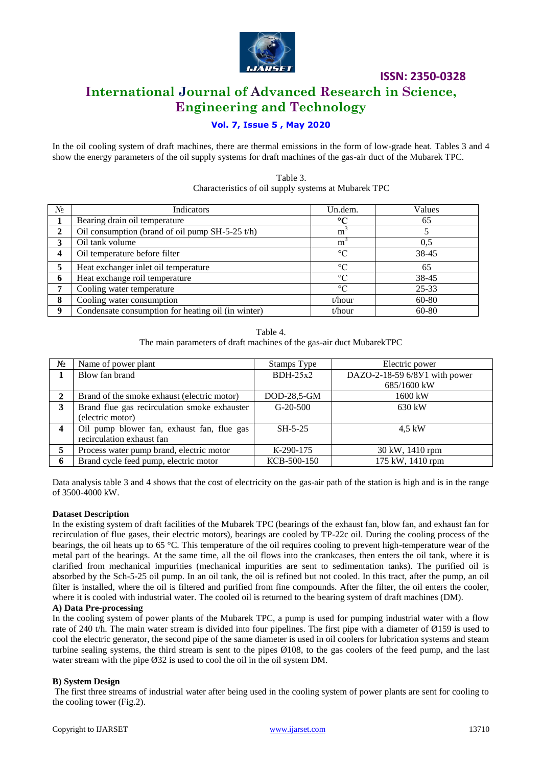In the oil cooling system of draft machines, there are thermal emissions in the form of low-grade heat. Tables 3 and 4 show the energy parameters of the oil supply systems for draft machines of the gas-air duct of the Mubarek TPC.

Table 3.
Characteristics of oil supply systems at Mubarek TPC

| № | Indicators | Un.dem. | Values |
|---|---|---|---|
| **1** | Bearing drain oil temperature | **°C** | 65 |
| **2** | Oil consumption (brand of oil pump SH-5-25 t/h) | $m^3$ | 5 |
| **3** | Oil tank volume | $m^3$ | 0,5 |
| **4** | Oil temperature before filter | °C | 38-45 |
| **5** | Heat exchanger inlet oil temperature | °C | 65 |
| **6** | Heat exchange roil temperature | °C | 38-45 |
| **7** | Cooling water temperature | °C | 25-33 |
| **8** | Cooling water consumption | t/hour | 60-80 |
| **9** | Condensate consumption for heating oil (in winter) | t/hour | 60-80 |

Table 4.
The main parameters of draft machines of the gas-air duct MubarekTPC

| № | Name of power plant | Stamps Type | Electric power |
|---|---|---|---|
| **1** | Blow fan brand | BDH-25x2 | DAZO-2-18-59 6/8У1 with power 685/1600 kW |
| **2** | Brand of the smoke exhaust (electric motor) | DOD-28,5-GM | 1600 kW |
| **3** | Brand flue gas recirculation smoke exhauster (electric motor) | G-20-500 | 630 kW |
| **4** | Oil pump blower fan, exhaust fan, flue gas recirculation exhaust fan | SH-5-25 | 4,5 kW |
| **5** | Process water pump brand, electric motor | K-290-175 | 30 kW, 1410 rpm |
| **6** | Brand cycle feed pump, electric motor | KCB-500-150 | 175 kW, 1410 rpm |

Data analysis table 3 and 4 shows that the cost of electricity on the gas-air path of the station is high and is in the range of 3500-4000 kW.

**Dataset Description**

In the existing system of draft facilities of the Mubarek TPC (bearings of the exhaust fan, blow fan, and exhaust fan for recirculation of flue gases, their electric motors), bearings are cooled by TP-22c oil. During the cooling process of the bearings, the oil heats up to 65 °C. This temperature of the oil requires cooling to prevent high-temperature wear of the metal part of the bearings. At the same time, all the oil flows into the crankcases, then enters the oil tank, where it is clarified from mechanical impurities (mechanical impurities are sent to sedimentation tanks). The purified oil is absorbed by the Sch-5-25 oil pump. In an oil tank, the oil is refined but not cooled. In this tract, after the pump, an oil filter is installed, where the oil is filtered and purified from fine compounds. After the filter, the oil enters the cooler, where it is cooled with industrial water. The cooled oil is returned to the bearing system of draft machines (DM).

**A) Data Pre-processing**

In the cooling system of power plants of the Mubarek TPC, a pump is used for pumping industrial water with a flow rate of 240 t/h. The main water stream is divided into four pipelines. The first pipe with a diameter of Ø159 is used to cool the electric generator, the second pipe of the same diameter is used in oil coolers for lubrication systems and steam turbine sealing systems, the third stream is sent to the pipes Ø108, to the gas coolers of the feed pump, and the last water stream with the pipe Ø32 is used to cool the oil in the oil system DM.

**B) System Design**

The first three streams of industrial water after being used in the cooling system of power plants are sent for cooling to the cooling tower (Fig.2).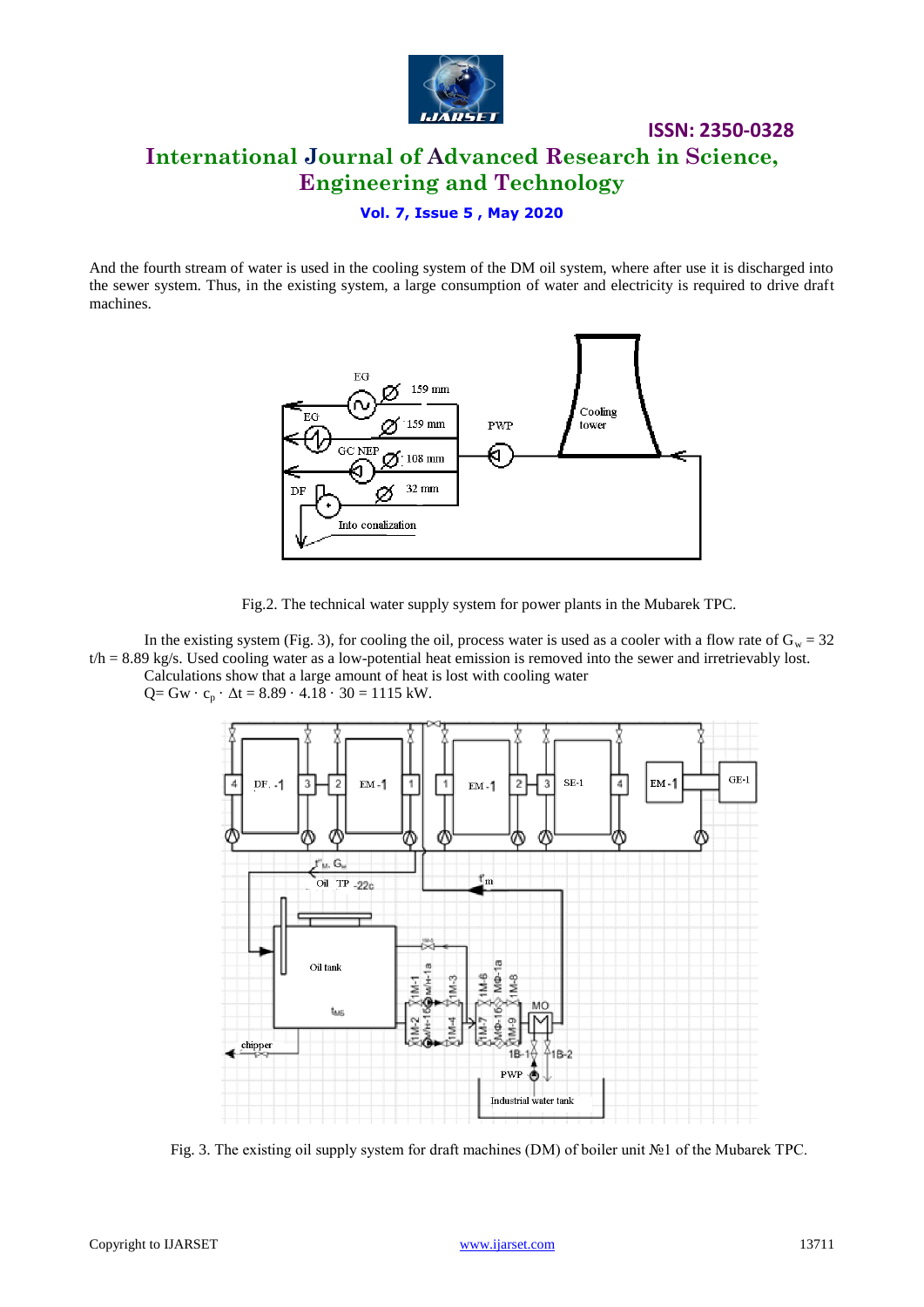And the fourth stream of water is used in the cooling system of the DM oil system, where after use it is discharged into the sewer system. Thus, in the existing system, a large consumption of water and electricity is required to drive draft machines.

Fig.2. The technical water supply system for power plants in the Mubarek TPC.

In the existing system (Fig. 3), for cooling the oil, process water is used as a cooler with a flow rate of $G_w$ = 32 t/h = 8.89 kg/s. Used cooling water as a low-potential heat emission is removed into the sewer and irretrievably lost.

Calculations show that a large amount of heat is lost with cooling water

$Q = Gw \cdot c_p \cdot \Delta t = 8.89 \cdot 4.18 \cdot 30 = 1115$ kW.

Fig. 3. The existing oil supply system for draft machines (DM) of boiler unit №1 of the Mubarek TPC.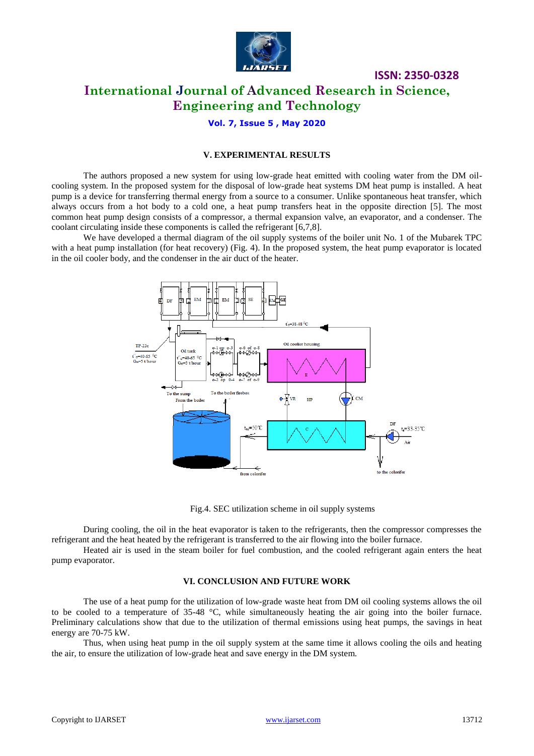## V. EXPERIMENTAL RESULTS

The authors proposed a new system for using low-grade heat emitted with cooling water from the DM oil-cooling system. In the proposed system for the disposal of low-grade heat systems DM heat pump is installed. A heat pump is a device for transferring thermal energy from a source to a consumer. Unlike spontaneous heat transfer, which always occurs from a hot body to a cold one, a heat pump transfers heat in the opposite direction [5]. The most common heat pump design consists of a compressor, a thermal expansion valve, an evaporator, and a condenser. The coolant circulating inside these components is called the refrigerant [6,7,8].

We have developed a thermal diagram of the oil supply systems of the boiler unit No. 1 of the Mubarek TPC with a heat pump installation (for heat recovery) (Fig. 4). In the proposed system, the heat pump evaporator is located in the oil cooler body, and the condenser in the air duct of the heater.

Fig.4. SEC utilization scheme in oil supply systems

During cooling, the oil in the heat evaporator is taken to the refrigerants, then the compressor compresses the refrigerant and the heat heated by the refrigerant is transferred to the air flowing into the boiler furnace.

Heated air is used in the steam boiler for fuel combustion, and the cooled refrigerant again enters the heat pump evaporator.

## VI. CONCLUSION AND FUTURE WORK

The use of a heat pump for the utilization of low-grade waste heat from DM oil cooling systems allows the oil to be cooled to a temperature of 35-48 °C, while simultaneously heating the air going into the boiler furnace. Preliminary calculations show that due to the utilization of thermal emissions using heat pumps, the savings in heat energy are 70-75 kW.

Thus, when using heat pump in the oil supply system at the same time it allows cooling the oils and heating the air, to ensure the utilization of low-grade heat and save energy in the DM system.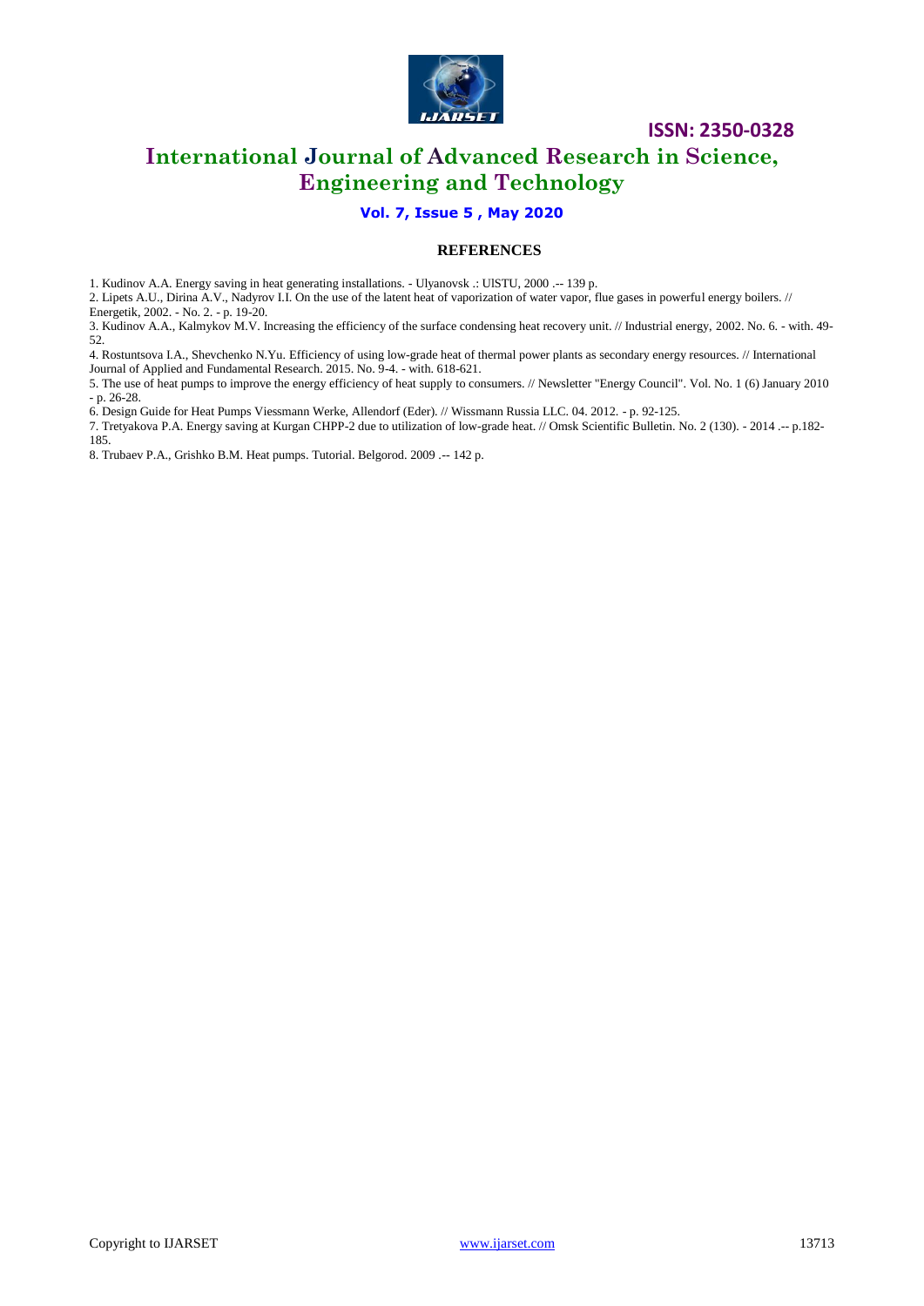## REFERENCES

1. Kudinov A.A. Energy saving in heat generating installations. - Ulyanovsk .: UlSTU, 2000 .-- 139 p.
2. Lipets A.U., Dirina A.V., Nadyrov I.I. On the use of the latent heat of vaporization of water vapor, flue gases in powerful energy boilers. // Energetik, 2002. - No. 2. - p. 19-20.
3. Kudinov A.A., Kalmykov M.V. Increasing the efficiency of the surface condensing heat recovery unit. // Industrial energy, 2002. No. 6. - with. 49-52.
4. Rostuntsova I.A., Shevchenko N.Yu. Efficiency of using low-grade heat of thermal power plants as secondary energy resources. // International Journal of Applied and Fundamental Research. 2015. No. 9-4. - with. 618-621.
5. The use of heat pumps to improve the energy efficiency of heat supply to consumers. // Newsletter "Energy Council". Vol. No. 1 (6) January 2010 - p. 26-28.
6. Design Guide for Heat Pumps Viessmann Werke, Allendorf (Eder). // Wissmann Russia LLC. 04. 2012. - p. 92-125.
7. Tretyakova P.A. Energy saving at Kurgan CHPP-2 due to utilization of low-grade heat. // Omsk Scientific Bulletin. No. 2 (130). - 2014 .-- p.182-185.
8. Trubaev P.A., Grishko B.M. Heat pumps. Tutorial. Belgorod. 2009 .-- 142 p.